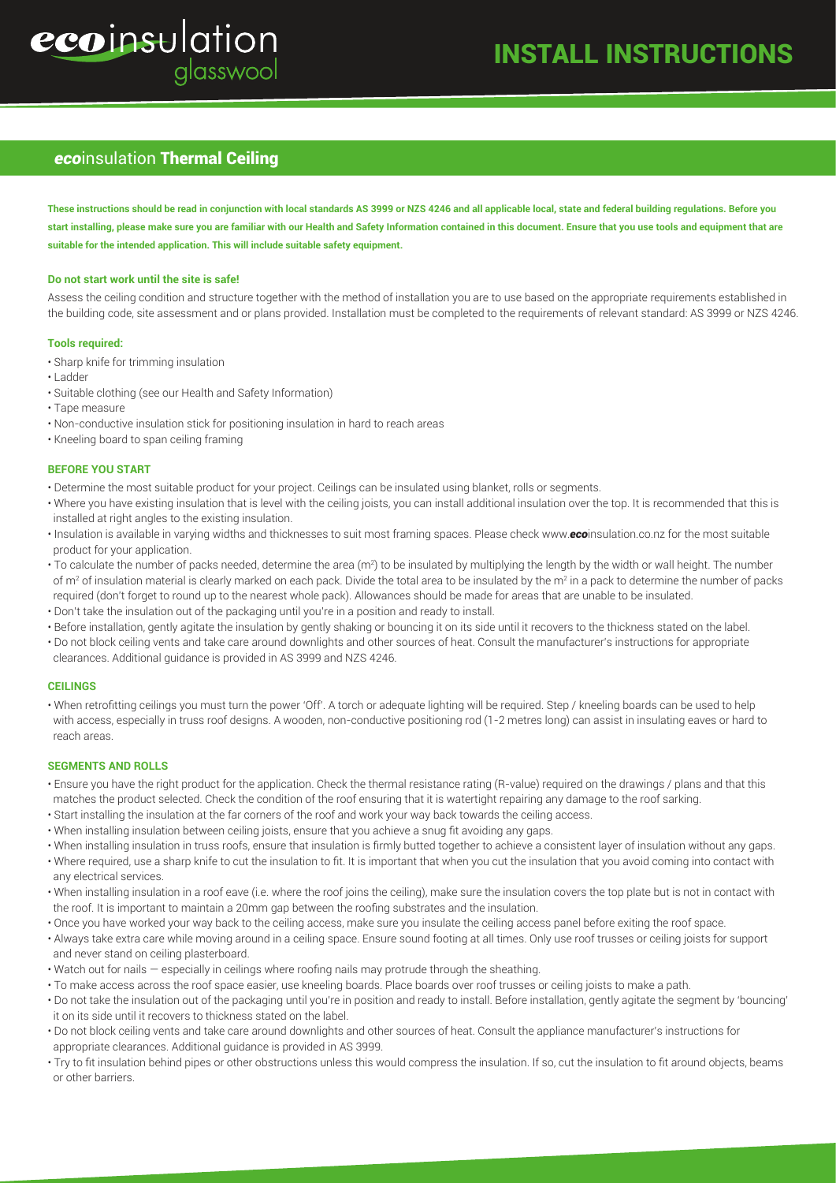# INSTALL INSTRUCTIONS

ecoinsulation glasswool

## *eco*insulation Thermal Ceiling

**These instructions should be read in conjunction with local standards AS 3999 or NZS 4246 and all applicable local, state and federal building regulations. Before you start installing, please make sure you are familiar with our Health and Safety Information contained in this document. Ensure that you use tools and equipment that are suitable for the intended application. This will include suitable safety equipment.**

**Do not start work until the site is safe!**

Assess the ceiling condition and structure together with the method of installation you are to use based on the appropriate requirements established in the building code, site assessment and or plans provided. Installation must be completed to the requirements of relevant standard: AS 3999 or NZS 4246.

**Tools required:**

- Sharp knife for trimming insulation
- Ladder
- Suitable clothing (see our Health and Safety Information)
- Tape measure
- Non-conductive insulation stick for positioning insulation in hard to reach areas
- Kneeling board to span ceiling framing

**BEFORE YOU START**

- Determine the most suitable product for your project. Ceilings can be insulated using blanket, rolls or segments.
- Where you have existing insulation that is level with the ceiling joists, you can install additional insulation over the top. It is recommended that this is installed at right angles to the existing insulation.
- Insulation is available in varying widths and thicknesses to suit most framing spaces. Please check www.*eco*insulation.co.nz for the most suitable product for your application.
- To calculate the number of packs needed, determine the area ($m^2$) to be insulated by multiplying the length by the width or wall height. The number of $m^2$ of insulation material is clearly marked on each pack. Divide the total area to be insulated by the $m^2$ in a pack to determine the number of packs required (don't forget to round up to the nearest whole pack). Allowances should be made for areas that are unable to be insulated.
- Don't take the insulation out of the packaging until you're in a position and ready to install.
- Before installation, gently agitate the insulation by gently shaking or bouncing it on its side until it recovers to the thickness stated on the label.
- Do not block ceiling vents and take care around downlights and other sources of heat. Consult the manufacturer's instructions for appropriate clearances. Additional guidance is provided in AS 3999 and NZS 4246.

**CEILINGS**

- When retrofitting ceilings you must turn the power 'Off'. A torch or adequate lighting will be required. Step / kneeling boards can be used to help with access, especially in truss roof designs. A wooden, non-conductive positioning rod (1-2 metres long) can assist in insulating eaves or hard to reach areas.

**SEGMENTS AND ROLLS**

- Ensure you have the right product for the application. Check the thermal resistance rating (R-value) required on the drawings / plans and that this matches the product selected. Check the condition of the roof ensuring that it is watertight repairing any damage to the roof sarking.
- Start installing the insulation at the far corners of the roof and work your way back towards the ceiling access.
- When installing insulation between ceiling joists, ensure that you achieve a snug fit avoiding any gaps.
- When installing insulation in truss roofs, ensure that insulation is firmly butted together to achieve a consistent layer of insulation without any gaps.
- Where required, use a sharp knife to cut the insulation to fit. It is important that when you cut the insulation that you avoid coming into contact with any electrical services.
- When installing insulation in a roof eave (i.e. where the roof joins the ceiling), make sure the insulation covers the top plate but is not in contact with the roof. It is important to maintain a 20mm gap between the roofing substrates and the insulation.
- Once you have worked your way back to the ceiling access, make sure you insulate the ceiling access panel before exiting the roof space.
- Always take extra care while moving around in a ceiling space. Ensure sound footing at all times. Only use roof trusses or ceiling joists for support and never stand on ceiling plasterboard.
- Watch out for nails — especially in ceilings where roofing nails may protrude through the sheathing.
- To make access across the roof space easier, use kneeling boards. Place boards over roof trusses or ceiling joists to make a path.
- Do not take the insulation out of the packaging until you're in position and ready to install. Before installation, gently agitate the segment by 'bouncing' it on its side until it recovers to thickness stated on the label.
- Do not block ceiling vents and take care around downlights and other sources of heat. Consult the appliance manufacturer's instructions for appropriate clearances. Additional guidance is provided in AS 3999.
- Try to fit insulation behind pipes or other obstructions unless this would compress the insulation. If so, cut the insulation to fit around objects, beams or other barriers.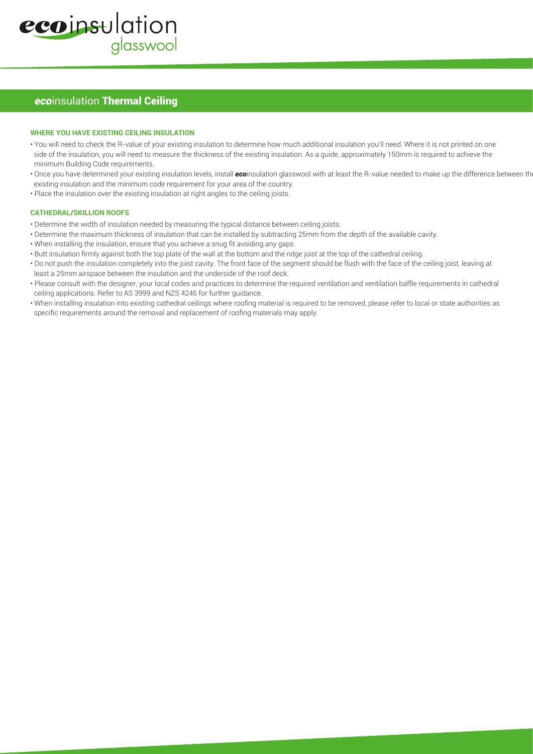## *eco*insulation Thermal Ceiling

### WHERE YOU HAVE EXISTING CEILING INSULATION

- You will need to check the R-value of your existing insulation to determine how much additional insulation you'll need. Where it is not printed on one side of the insulation, you will need to measure the thickness of the existing insulation. As a guide, approximately 150mm is required to achieve the minimum Building Code requirements.
- Once you have determined your existing insulation levels, install ***eco***insulation glasswool with at least the R-value needed to make up the difference between the existing insulation and the minimum code requirement for your area of the country.
- Place the insulation over the existing insulation at right angles to the ceiling joists.

### CATHEDRAL/SKILLION ROOFS

- Determine the width of insulation needed by measuring the typical distance between ceiling joists.
- Determine the maximum thickness of insulation that can be installed by subtracting 25mm from the depth of the available cavity.
- When installing the insulation, ensure that you achieve a snug fit avoiding any gaps.
- Butt insulation firmly against both the top plate of the wall at the bottom and the ridge joist at the top of the cathedral ceiling.
- Do not push the insulation completely into the joist cavity. The front face of the segment should be flush with the face of the ceiling joist, leaving at least a 25mm airspace between the insulation and the underside of the roof deck.
- Please consult with the designer, your local codes and practices to determine the required ventilation and ventilation baffle requirements in cathedral ceiling applications. Refer to AS 3999 and NZS 4246 for further guidance.
- When installing insulation into existing cathedral ceilings where roofing material is required to be removed, please refer to local or state authorities as specific requirements around the removal and replacement of roofing materials may apply.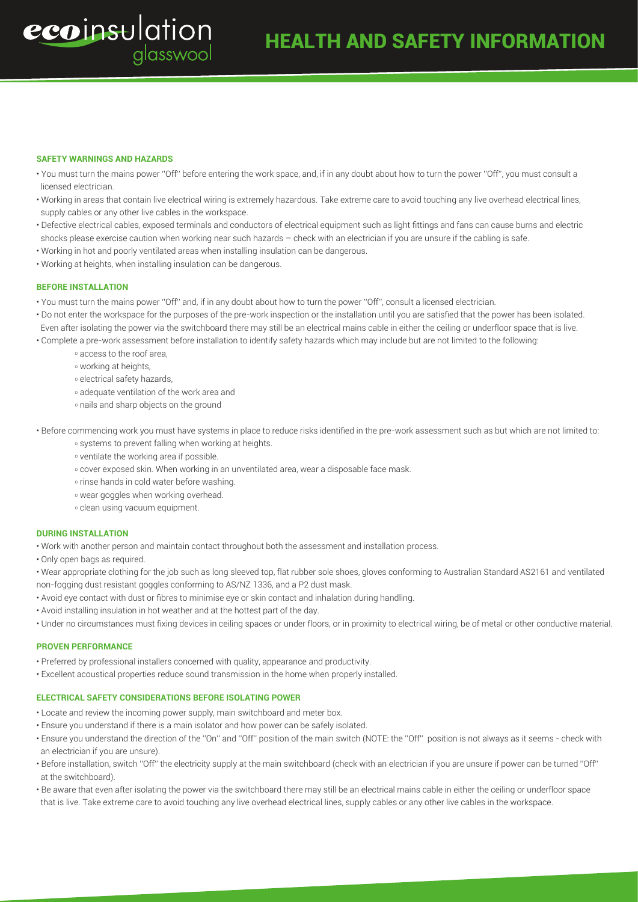# HEALTH AND SAFETY INFORMATION

### SAFETY WARNINGS AND HAZARDS

- You must turn the mains power ''Off'' before entering the work space, and, if in any doubt about how to turn the power ''Off'', you must consult a licensed electrician.
- Working in areas that contain live electrical wiring is extremely hazardous. Take extreme care to avoid touching any live overhead electrical lines, supply cables or any other live cables in the workspace.
- Defective electrical cables, exposed terminals and conductors of electrical equipment such as light fittings and fans can cause burns and electric shocks please exercise caution when working near such hazards – check with an electrician if you are unsure if the cabling is safe.
- Working in hot and poorly ventilated areas when installing insulation can be dangerous.
- Working at heights, when installing insulation can be dangerous.

### BEFORE INSTALLATION

- You must turn the mains power ''Off'' and, if in any doubt about how to turn the power ''Off'', consult a licensed electrician.
- Do not enter the workspace for the purposes of the pre-work inspection or the installation until you are satisfied that the power has been isolated. Even after isolating the power via the switchboard there may still be an electrical mains cable in either the ceiling or underfloor space that is live.
- Complete a pre-work assessment before installation to identify safety hazards which may include but are not limited to the following:
    - access to the roof area,
    - working at heights,
    - electrical safety hazards,
    - adequate ventilation of the work area and
    - nails and sharp objects on the ground
- Before commencing work you must have systems in place to reduce risks identified in the pre-work assessment such as but which are not limited to:
    - systems to prevent falling when working at heights.
    - ventilate the working area if possible.
    - cover exposed skin. When working in an unventilated area, wear a disposable face mask.
    - rinse hands in cold water before washing.
    - wear goggles when working overhead.
    - clean using vacuum equipment.

### DURING INSTALLATION

- Work with another person and maintain contact throughout both the assessment and installation process.
- Only open bags as required.
- Wear appropriate clothing for the job such as long sleeved top, flat rubber sole shoes, gloves conforming to Australian Standard AS2161 and ventilated non-fogging dust resistant goggles conforming to AS/NZ 1336, and a P2 dust mask.
- Avoid eye contact with dust or fibres to minimise eye or skin contact and inhalation during handling.
- Avoid installing insulation in hot weather and at the hottest part of the day.
- Under no circumstances must fixing devices in ceiling spaces or under floors, or in proximity to electrical wiring, be of metal or other conductive material.

### PROVEN PERFORMANCE

- Preferred by professional installers concerned with quality, appearance and productivity.
- Excellent acoustical properties reduce sound transmission in the home when properly installed.

### ELECTRICAL SAFETY CONSIDERATIONS BEFORE ISOLATING POWER

- Locate and review the incoming power supply, main switchboard and meter box.
- Ensure you understand if there is a main isolator and how power can be safely isolated.
- Ensure you understand the direction of the ''On'' and ''Off'' position of the main switch (NOTE: the ''Off'' position is not always as it seems - check with an electrician if you are unsure).
- Before installation, switch ''Off'' the electricity supply at the main switchboard (check with an electrician if you are unsure if power can be turned ''Off'' at the switchboard).
- Be aware that even after isolating the power via the switchboard there may still be an electrical mains cable in either the ceiling or underfloor space that is live. Take extreme care to avoid touching any live overhead electrical lines, supply cables or any other live cables in the workspace.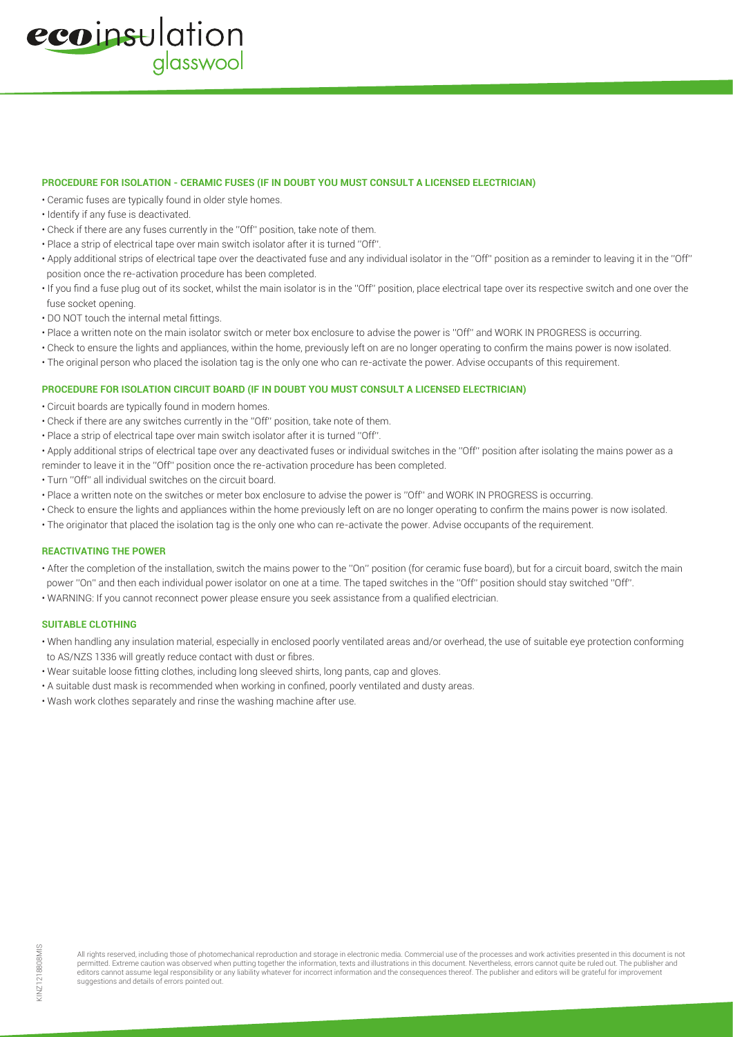## PROCEDURE FOR ISOLATION - CERAMIC FUSES (IF IN DOUBT YOU MUST CONSULT A LICENSED ELECTRICIAN)

- Ceramic fuses are typically found in older style homes.
- Identify if any fuse is deactivated.
- Check if there are any fuses currently in the "Off" position, take note of them.
- Place a strip of electrical tape over main switch isolator after it is turned "Off".
- Apply additional strips of electrical tape over the deactivated fuse and any individual isolator in the "Off" position as a reminder to leaving it in the "Off" position once the re-activation procedure has been completed.
- If you find a fuse plug out of its socket, whilst the main isolator is in the "Off" position, place electrical tape over its respective switch and one over the fuse socket opening.
- DO NOT touch the internal metal fittings.
- Place a written note on the main isolator switch or meter box enclosure to advise the power is "Off" and WORK IN PROGRESS is occurring.
- Check to ensure the lights and appliances, within the home, previously left on are no longer operating to confirm the mains power is now isolated.
- The original person who placed the isolation tag is the only one who can re-activate the power. Advise occupants of this requirement.

## PROCEDURE FOR ISOLATION CIRCUIT BOARD (IF IN DOUBT YOU MUST CONSULT A LICENSED ELECTRICIAN)

- Circuit boards are typically found in modern homes.
- Check if there are any switches currently in the "Off" position, take note of them.
- Place a strip of electrical tape over main switch isolator after it is turned "Off".
- Apply additional strips of electrical tape over any deactivated fuses or individual switches in the "Off" position after isolating the mains power as a reminder to leave it in the "Off" position once the re-activation procedure has been completed.
- Turn "Off" all individual switches on the circuit board.
- Place a written note on the switches or meter box enclosure to advise the power is "Off" and WORK IN PROGRESS is occurring.
- Check to ensure the lights and appliances within the home previously left on are no longer operating to confirm the mains power is now isolated.
- The originator that placed the isolation tag is the only one who can re-activate the power. Advise occupants of the requirement.

## REACTIVATING THE POWER

- After the completion of the installation, switch the mains power to the "On" position (for ceramic fuse board), but for a circuit board, switch the main power "On" and then each individual power isolator on one at a time. The taped switches in the "Off" position should stay switched "Off".
- WARNING: If you cannot reconnect power please ensure you seek assistance from a qualified electrician.

## SUITABLE CLOTHING

- When handling any insulation material, especially in enclosed poorly ventilated areas and/or overhead, the use of suitable eye protection conforming to AS/NZS 1336 will greatly reduce contact with dust or fibres.
- Wear suitable loose fitting clothes, including long sleeved shirts, long pants, cap and gloves.
- A suitable dust mask is recommended when working in confined, poorly ventilated and dusty areas.
- Wash work clothes separately and rinse the washing machine after use.

KINZ1218808MIS

All rights reserved, including those of photomechanical reproduction and storage in electronic media. Commercial use of the processes and work activities presented in this document is not permitted. Extreme caution was observed when putting together the information, texts and illustrations in this document. Nevertheless, errors cannot quite be ruled out. The publisher and editors cannot assume legal responsibility or any liability whatever for incorrect information and the consequences thereof. The publisher and editors will be grateful for improvement suggestions and details of errors pointed out.